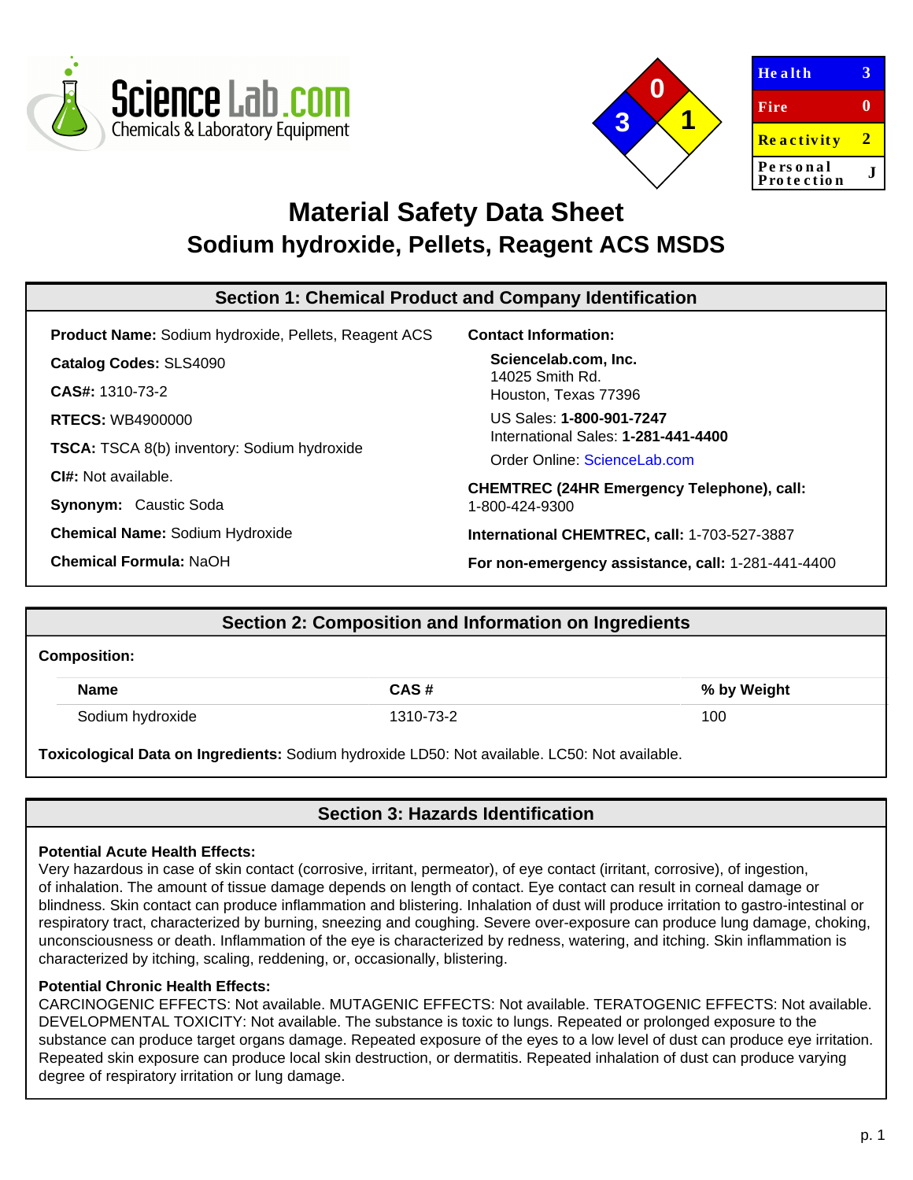| Health | 3 |
| --- | --- |
| Fire | 0 |
| Reactivity | 2 |
| Personal Protection | J |

# Material Safety Data Sheet
## Sodium hydroxide, Pellets, Reagent ACS MSDS

## Section 1: Chemical Product and Company Identification

**Product Name:** Sodium hydroxide, Pellets, Reagent ACS

**Catalog Codes:** SLS4090

**CAS#:** 1310-73-2

**RTECS:** WB4900000

**TSCA:** TSCA 8(b) inventory: Sodium hydroxide

**CI#:** Not available.

**Synonym:** Caustic Soda

**Chemical Name:** Sodium Hydroxide

**Chemical Formula:** NaOH

**Contact Information:**

**Sciencelab.com, Inc.**
14025 Smith Rd.
Houston, Texas 77396

US Sales: **1-800-901-7247**
International Sales: **1-281-441-4400**

Order Online: ScienceLab.com

**CHEMTREC (24HR Emergency Telephone), call:**
1-800-424-9300

**International CHEMTREC, call:** 1-703-527-3887

**For non-emergency assistance, call:** 1-281-441-4400

## Section 2: Composition and Information on Ingredients

**Composition:**

| Name | CAS # | % by Weight |
| --- | --- | --- |
| Sodium hydroxide | 1310-73-2 | 100 |

**Toxicological Data on Ingredients:** Sodium hydroxide LD50: Not available. LC50: Not available.

## Section 3: Hazards Identification

**Potential Acute Health Effects:**
Very hazardous in case of skin contact (corrosive, irritant, permeator), of eye contact (irritant, corrosive), of ingestion, of inhalation. The amount of tissue damage depends on length of contact. Eye contact can result in corneal damage or blindness. Skin contact can produce inflammation and blistering. Inhalation of dust will produce irritation to gastro-intestinal or respiratory tract, characterized by burning, sneezing and coughing. Severe over-exposure can produce lung damage, choking, unconsciousness or death. Inflammation of the eye is characterized by redness, watering, and itching. Skin inflammation is characterized by itching, scaling, reddening, or, occasionally, blistering.

**Potential Chronic Health Effects:**
CARCINOGENIC EFFECTS: Not available. MUTAGENIC EFFECTS: Not available. TERATOGENIC EFFECTS: Not available. DEVELOPMENTAL TOXICITY: Not available. The substance is toxic to lungs. Repeated or prolonged exposure to the substance can produce target organs damage. Repeated exposure of the eyes to a low level of dust can produce eye irritation. Repeated skin exposure can produce local skin destruction, or dermatitis. Repeated inhalation of dust can produce varying degree of respiratory irritation or lung damage.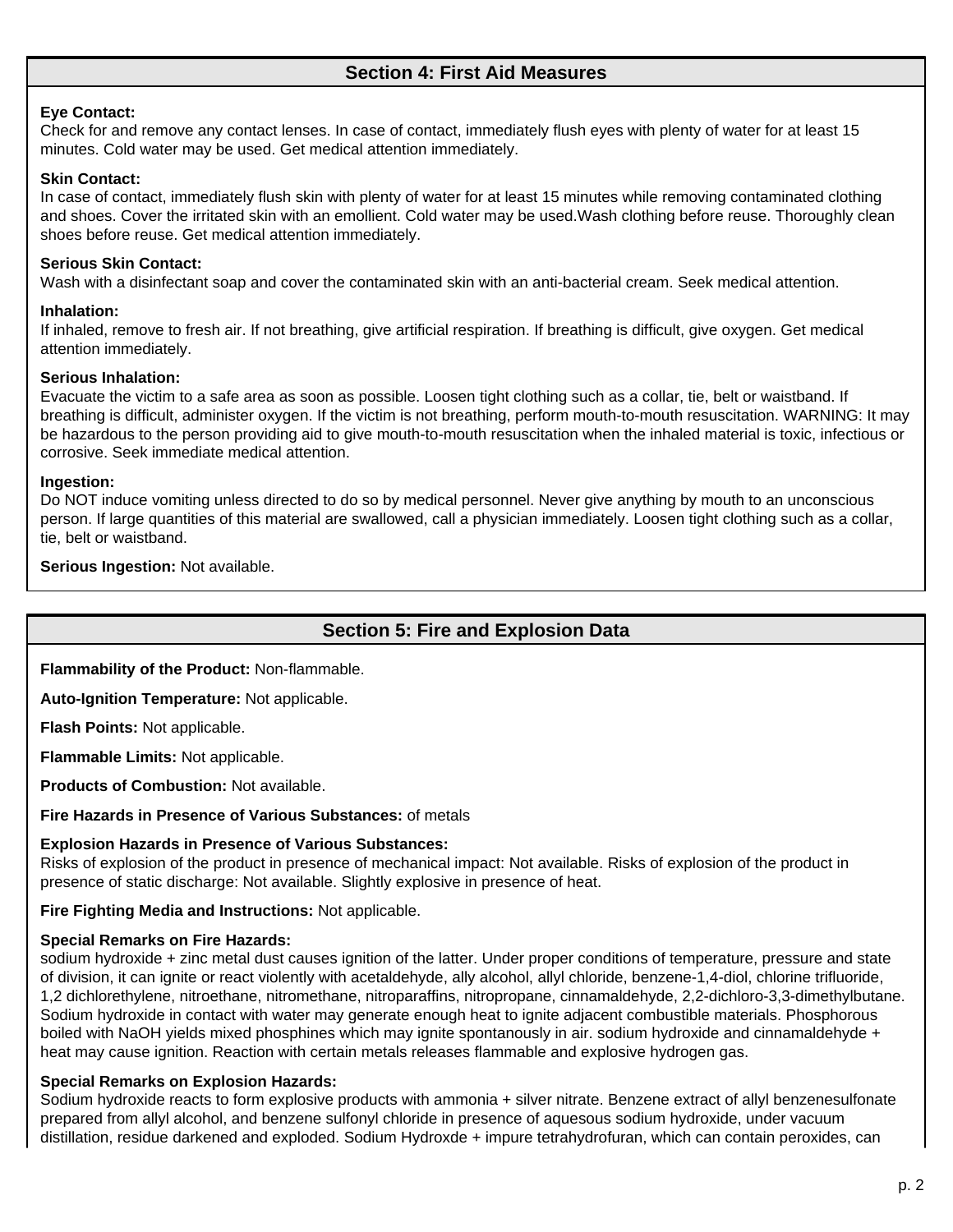## Section 4: First Aid Measures

**Eye Contact:**
Check for and remove any contact lenses. In case of contact, immediately flush eyes with plenty of water for at least 15 minutes. Cold water may be used. Get medical attention immediately.

**Skin Contact:**
In case of contact, immediately flush skin with plenty of water for at least 15 minutes while removing contaminated clothing and shoes. Cover the irritated skin with an emollient. Cold water may be used.Wash clothing before reuse. Thoroughly clean shoes before reuse. Get medical attention immediately.

**Serious Skin Contact:**
Wash with a disinfectant soap and cover the contaminated skin with an anti-bacterial cream. Seek medical attention.

**Inhalation:**
If inhaled, remove to fresh air. If not breathing, give artificial respiration. If breathing is difficult, give oxygen. Get medical attention immediately.

**Serious Inhalation:**
Evacuate the victim to a safe area as soon as possible. Loosen tight clothing such as a collar, tie, belt or waistband. If breathing is difficult, administer oxygen. If the victim is not breathing, perform mouth-to-mouth resuscitation. WARNING: It may be hazardous to the person providing aid to give mouth-to-mouth resuscitation when the inhaled material is toxic, infectious or corrosive. Seek immediate medical attention.

**Ingestion:**
Do NOT induce vomiting unless directed to do so by medical personnel. Never give anything by mouth to an unconscious person. If large quantities of this material are swallowed, call a physician immediately. Loosen tight clothing such as a collar, tie, belt or waistband.

**Serious Ingestion:** Not available.

## Section 5: Fire and Explosion Data

**Flammability of the Product:** Non-flammable.

**Auto-Ignition Temperature:** Not applicable.

**Flash Points:** Not applicable.

**Flammable Limits:** Not applicable.

**Products of Combustion:** Not available.

**Fire Hazards in Presence of Various Substances:** of metals

**Explosion Hazards in Presence of Various Substances:**
Risks of explosion of the product in presence of mechanical impact: Not available. Risks of explosion of the product in presence of static discharge: Not available. Slightly explosive in presence of heat.

**Fire Fighting Media and Instructions:** Not applicable.

**Special Remarks on Fire Hazards:**
sodium hydroxide + zinc metal dust causes ignition of the latter. Under proper conditions of temperature, pressure and state of division, it can ignite or react violently with acetaldehyde, ally alcohol, allyl chloride, benzene-1,4-diol, chlorine trifluoride, 1,2 dichlorethylene, nitroethane, nitromethane, nitroparaffins, nitropropane, cinnamaldehyde, 2,2-dichloro-3,3-dimethylbutane. Sodium hydroxide in contact with water may generate enough heat to ignite adjacent combustible materials. Phosphorous boiled with NaOH yields mixed phosphines which may ignite spontanously in air. sodium hydroxide and cinnamaldehyde + heat may cause ignition. Reaction with certain metals releases flammable and explosive hydrogen gas.

**Special Remarks on Explosion Hazards:**
Sodium hydroxide reacts to form explosive products with ammonia + silver nitrate. Benzene extract of allyl benzenesulfonate prepared from allyl alcohol, and benzene sulfonyl chloride in presence of aquesous sodium hydroxide, under vacuum distillation, residue darkened and exploded. Sodium Hydroxde + impure tetrahydrofuran, which can contain peroxides, can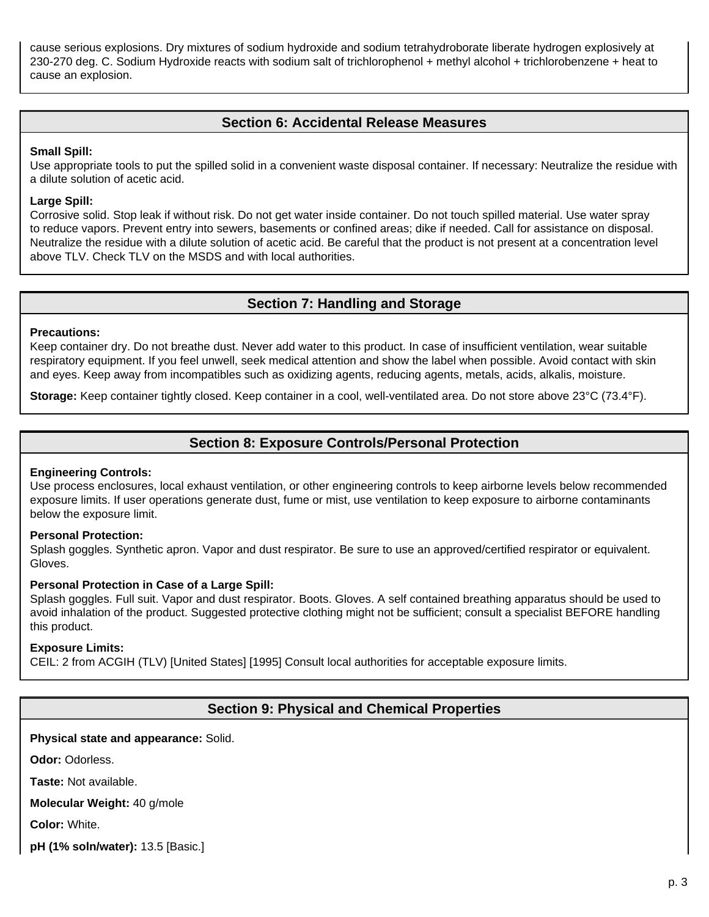cause serious explosions. Dry mixtures of sodium hydroxide and sodium tetrahydroborate liberate hydrogen explosively at 230-270 deg. C. Sodium Hydroxide reacts with sodium salt of trichlorophenol + methyl alcohol + trichlorobenzene + heat to cause an explosion.

## Section 6: Accidental Release Measures

**Small Spill:**
Use appropriate tools to put the spilled solid in a convenient waste disposal container. If necessary: Neutralize the residue with a dilute solution of acetic acid.

**Large Spill:**
Corrosive solid. Stop leak if without risk. Do not get water inside container. Do not touch spilled material. Use water spray to reduce vapors. Prevent entry into sewers, basements or confined areas; dike if needed. Call for assistance on disposal. Neutralize the residue with a dilute solution of acetic acid. Be careful that the product is not present at a concentration level above TLV. Check TLV on the MSDS and with local authorities.

## Section 7: Handling and Storage

**Precautions:**
Keep container dry. Do not breathe dust. Never add water to this product. In case of insufficient ventilation, wear suitable respiratory equipment. If you feel unwell, seek medical attention and show the label when possible. Avoid contact with skin and eyes. Keep away from incompatibles such as oxidizing agents, reducing agents, metals, acids, alkalis, moisture.

**Storage:** Keep container tightly closed. Keep container in a cool, well-ventilated area. Do not store above 23°C (73.4°F).

## Section 8: Exposure Controls/Personal Protection

**Engineering Controls:**
Use process enclosures, local exhaust ventilation, or other engineering controls to keep airborne levels below recommended exposure limits. If user operations generate dust, fume or mist, use ventilation to keep exposure to airborne contaminants below the exposure limit.

**Personal Protection:**
Splash goggles. Synthetic apron. Vapor and dust respirator. Be sure to use an approved/certified respirator or equivalent. Gloves.

**Personal Protection in Case of a Large Spill:**
Splash goggles. Full suit. Vapor and dust respirator. Boots. Gloves. A self contained breathing apparatus should be used to avoid inhalation of the product. Suggested protective clothing might not be sufficient; consult a specialist BEFORE handling this product.

**Exposure Limits:**
CEIL: 2 from ACGIH (TLV) [United States] [1995] Consult local authorities for acceptable exposure limits.

## Section 9: Physical and Chemical Properties

**Physical state and appearance:** Solid.

**Odor:** Odorless.

**Taste:** Not available.

**Molecular Weight:** 40 g/mole

**Color:** White.

**pH (1% soln/water):** 13.5 [Basic.]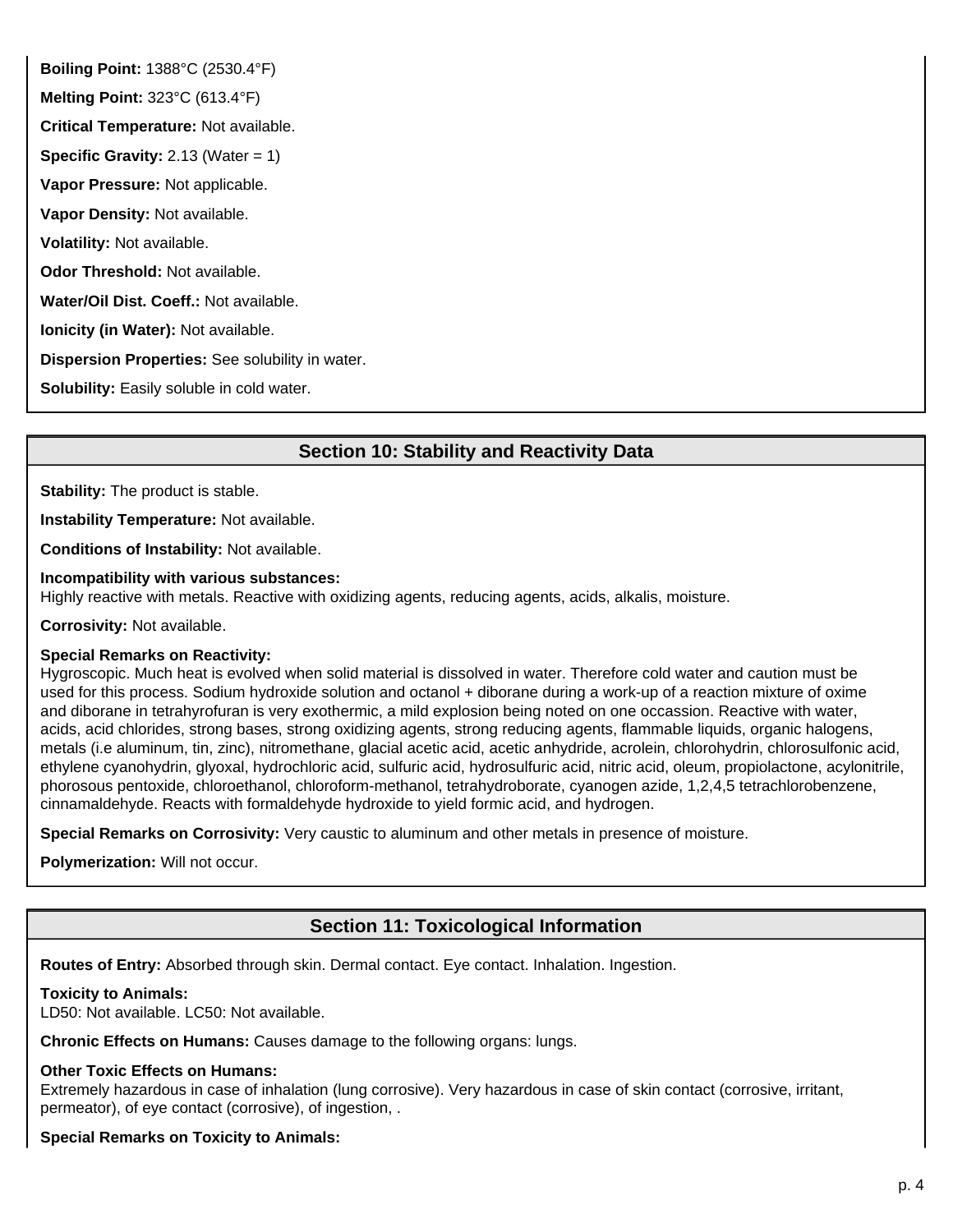**Boiling Point:** 1388°C (2530.4°F)

**Melting Point:** 323°C (613.4°F)

**Critical Temperature:** Not available.

**Specific Gravity:** 2.13 (Water = 1)

**Vapor Pressure:** Not applicable.

**Vapor Density:** Not available.

**Volatility:** Not available.

**Odor Threshold:** Not available.

**Water/Oil Dist. Coeff.:** Not available.

**Ionicity (in Water):** Not available.

**Dispersion Properties:** See solubility in water.

**Solubility:** Easily soluble in cold water.

## Section 10: Stability and Reactivity Data

**Stability:** The product is stable.

**Instability Temperature:** Not available.

**Conditions of Instability:** Not available.

**Incompatibility with various substances:**
Highly reactive with metals. Reactive with oxidizing agents, reducing agents, acids, alkalis, moisture.

**Corrosivity:** Not available.

**Special Remarks on Reactivity:**
Hygroscopic. Much heat is evolved when solid material is dissolved in water. Therefore cold water and caution must be used for this process. Sodium hydroxide solution and octanol + diborane during a work-up of a reaction mixture of oxime and diborane in tetrahyrofuran is very exothermic, a mild explosion being noted on one occassion. Reactive with water, acids, acid chlorides, strong bases, strong oxidizing agents, strong reducing agents, flammable liquids, organic halogens, metals (i.e aluminum, tin, zinc), nitromethane, glacial acetic acid, acetic anhydride, acrolein, chlorohydrin, chlorosulfonic acid, ethylene cyanohydrin, glyoxal, hydrochloric acid, sulfuric acid, hydrosulfuric acid, nitric acid, oleum, propiolactone, acylonitrile, phorosous pentoxide, chloroethanol, chloroform-methanol, tetrahydroborate, cyanogen azide, 1,2,4,5 tetrachlorobenzene, cinnamaldehyde. Reacts with formaldehyde hydroxide to yield formic acid, and hydrogen.

**Special Remarks on Corrosivity:** Very caustic to aluminum and other metals in presence of moisture.

**Polymerization:** Will not occur.

## Section 11: Toxicological Information

**Routes of Entry:** Absorbed through skin. Dermal contact. Eye contact. Inhalation. Ingestion.

**Toxicity to Animals:**
LD50: Not available. LC50: Not available.

**Chronic Effects on Humans:** Causes damage to the following organs: lungs.

**Other Toxic Effects on Humans:**
Extremely hazardous in case of inhalation (lung corrosive). Very hazardous in case of skin contact (corrosive, irritant, permeator), of eye contact (corrosive), of ingestion, .

**Special Remarks on Toxicity to Animals:**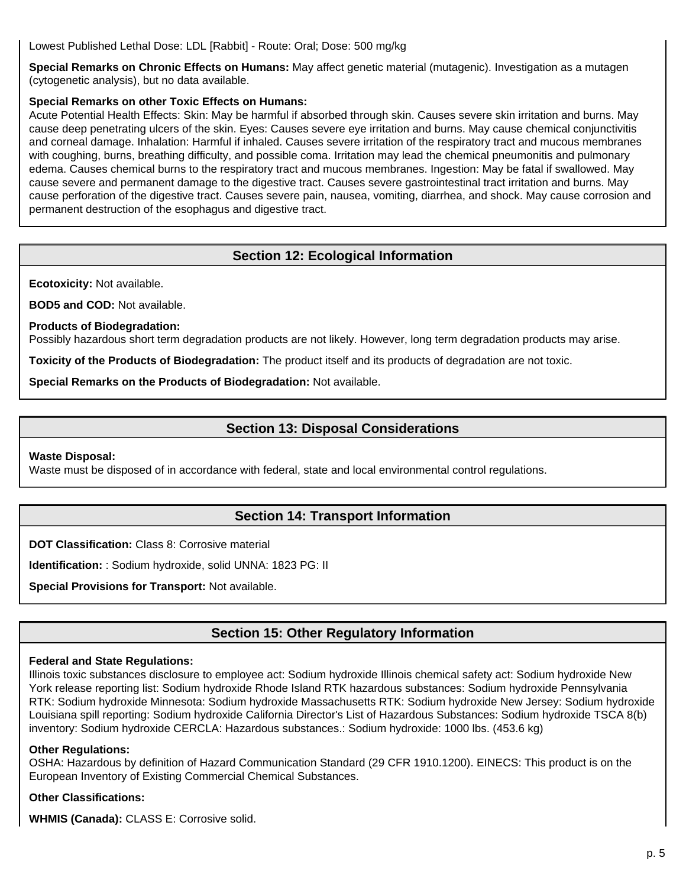Lowest Published Lethal Dose: LDL [Rabbit] - Route: Oral; Dose: 500 mg/kg

**Special Remarks on Chronic Effects on Humans:** May affect genetic material (mutagenic). Investigation as a mutagen (cytogenetic analysis), but no data available.

**Special Remarks on other Toxic Effects on Humans:**
Acute Potential Health Effects: Skin: May be harmful if absorbed through skin. Causes severe skin irritation and burns. May cause deep penetrating ulcers of the skin. Eyes: Causes severe eye irritation and burns. May cause chemical conjunctivitis and corneal damage. Inhalation: Harmful if inhaled. Causes severe irritation of the respiratory tract and mucous membranes with coughing, burns, breathing difficulty, and possible coma. Irritation may lead the chemical pneumonitis and pulmonary edema. Causes chemical burns to the respiratory tract and mucous membranes. Ingestion: May be fatal if swallowed. May cause severe and permanent damage to the digestive tract. Causes severe gastrointestinal tract irritation and burns. May cause perforation of the digestive tract. Causes severe pain, nausea, vomiting, diarrhea, and shock. May cause corrosion and permanent destruction of the esophagus and digestive tract.

## Section 12: Ecological Information

**Ecotoxicity:** Not available.

**BOD5 and COD:** Not available.

**Products of Biodegradation:**
Possibly hazardous short term degradation products are not likely. However, long term degradation products may arise.

**Toxicity of the Products of Biodegradation:** The product itself and its products of degradation are not toxic.

**Special Remarks on the Products of Biodegradation:** Not available.

## Section 13: Disposal Considerations

**Waste Disposal:**
Waste must be disposed of in accordance with federal, state and local environmental control regulations.

## Section 14: Transport Information

**DOT Classification:** Class 8: Corrosive material

**Identification:** : Sodium hydroxide, solid UNNA: 1823 PG: II

**Special Provisions for Transport:** Not available.

## Section 15: Other Regulatory Information

**Federal and State Regulations:**
Illinois toxic substances disclosure to employee act: Sodium hydroxide Illinois chemical safety act: Sodium hydroxide New York release reporting list: Sodium hydroxide Rhode Island RTK hazardous substances: Sodium hydroxide Pennsylvania RTK: Sodium hydroxide Minnesota: Sodium hydroxide Massachusetts RTK: Sodium hydroxide New Jersey: Sodium hydroxide Louisiana spill reporting: Sodium hydroxide California Director's List of Hazardous Substances: Sodium hydroxide TSCA 8(b) inventory: Sodium hydroxide CERCLA: Hazardous substances.: Sodium hydroxide: 1000 lbs. (453.6 kg)

**Other Regulations:**
OSHA: Hazardous by definition of Hazard Communication Standard (29 CFR 1910.1200). EINECS: This product is on the European Inventory of Existing Commercial Chemical Substances.

**Other Classifications:**

**WHMIS (Canada):** CLASS E: Corrosive solid.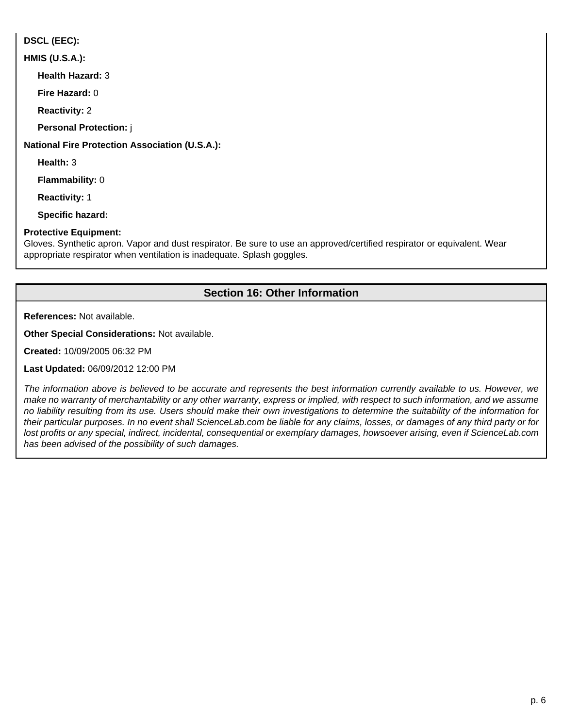**DSCL (EEC):**

**HMIS (U.S.A.):**

**Health Hazard:** 3

**Fire Hazard:** 0

**Reactivity:** 2

**Personal Protection:** j

**National Fire Protection Association (U.S.A.):**

**Health:** 3

**Flammability:** 0

**Reactivity:** 1

**Specific hazard:**

**Protective Equipment:**
Gloves. Synthetic apron. Vapor and dust respirator. Be sure to use an approved/certified respirator or equivalent. Wear appropriate respirator when ventilation is inadequate. Splash goggles.

## Section 16: Other Information

**References:** Not available.

**Other Special Considerations:** Not available.

**Created:** 10/09/2005 06:32 PM

**Last Updated:** 06/09/2012 12:00 PM

*The information above is believed to be accurate and represents the best information currently available to us. However, we make no warranty of merchantability or any other warranty, express or implied, with respect to such information, and we assume no liability resulting from its use. Users should make their own investigations to determine the suitability of the information for their particular purposes. In no event shall ScienceLab.com be liable for any claims, losses, or damages of any third party or for lost profits or any special, indirect, incidental, consequential or exemplary damages, howsoever arising, even if ScienceLab.com has been advised of the possibility of such damages.*